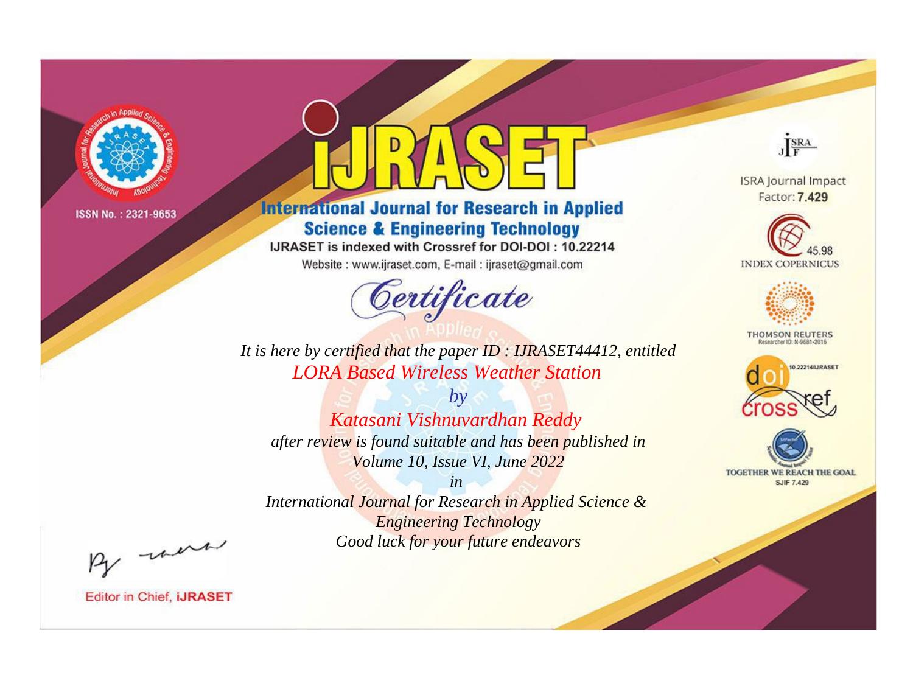ISSN No. : 2321-9653

# iJRASET

## International Journal for Research in Applied Science & Engineering Technology

IJRASET is indexed with Crossref for DOI-DOI : 10.22214

Website : www.ijraset.com, E-mail : ijraset@gmail.com

## Certificate

*It is here by certified that the paper ID : IJRASET44412, entitled*

*LORA Based Wireless Weather Station*

*by*

*Katasani Vishnuvardhan Reddy*

*after review is found suitable and has been published in*

*Volume 10, Issue VI, June 2022*

*in*

*International Journal for Research in Applied Science & Engineering Technology*

*Good luck for your future endeavors*

ISRA Journal Impact Factor: **7.429**

45.98 INDEX COPERNICUS

THOMSON REUTERS Researcher ID: N-9681-2016

10.22214/IJRASET

TOGETHER WE REACH THE GOAL SJIF 7.429

Editor in Chief, **iJRASET**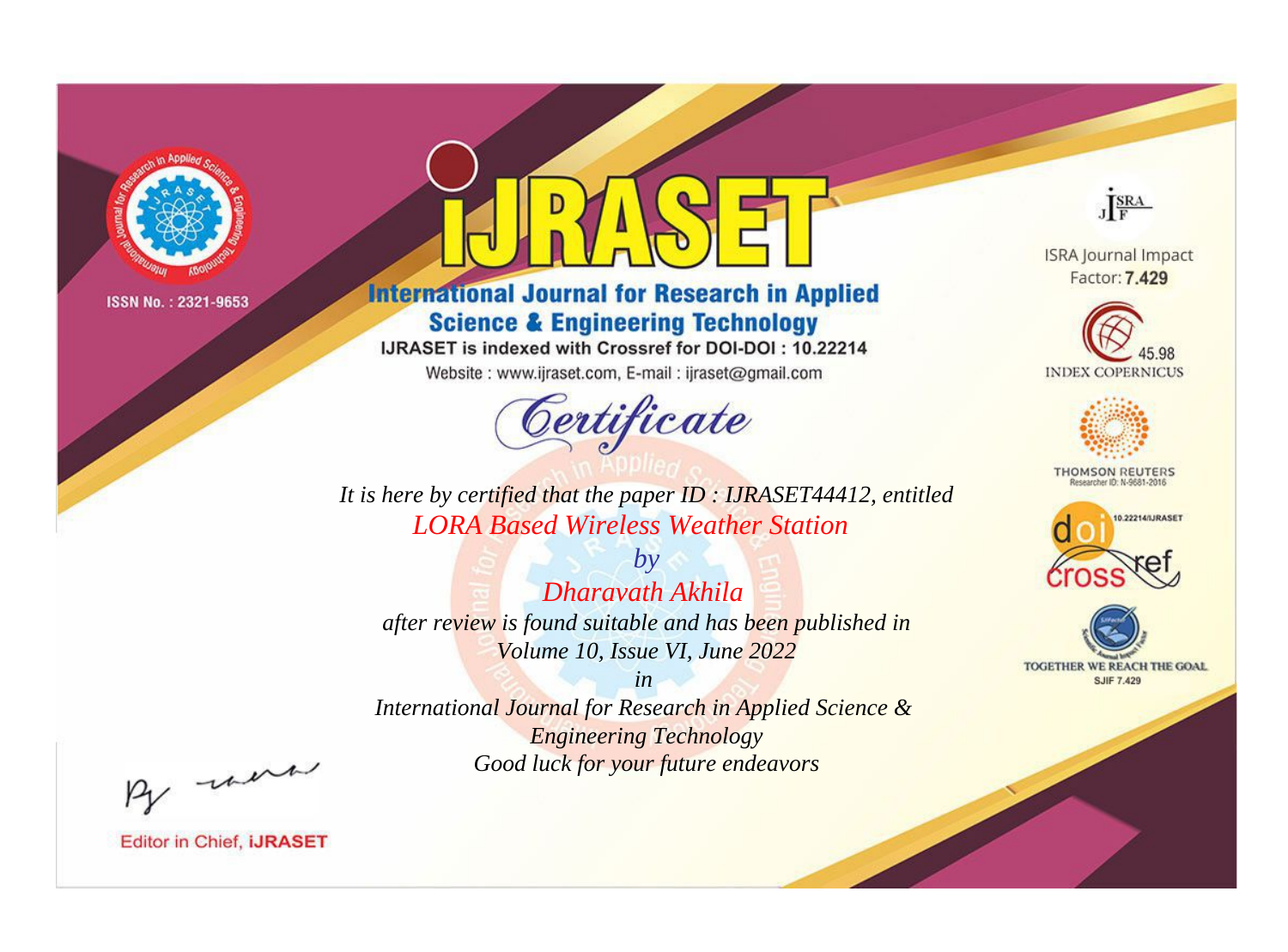ISSN No. : 2321-9653

# IJRASET

## International Journal for Research in Applied Science & Engineering Technology

IJRASET is indexed with Crossref for DOI-DOI : 10.22214

Website : www.ijraset.com, E-mail : ijraset@gmail.com

## Certificate

*It is here by certified that the paper ID : IJRASET44412, entitled*

*LORA Based Wireless Weather Station*

*by*

*Dharavath Akhila*

*after review is found suitable and has been published in*

*Volume 10, Issue VI, June 2022*

*in*

*International Journal for Research in Applied Science & Engineering Technology*

*Good luck for your future endeavors*

ISRA Journal Impact Factor: **7.429**

45.98 INDEX COPERNICUS

THOMSON REUTERS Researcher ID: N-9681-2016

10.22214/IJRASET

TOGETHER WE REACH THE GOAL SJIF 7.429

Editor in Chief, **iJRASET**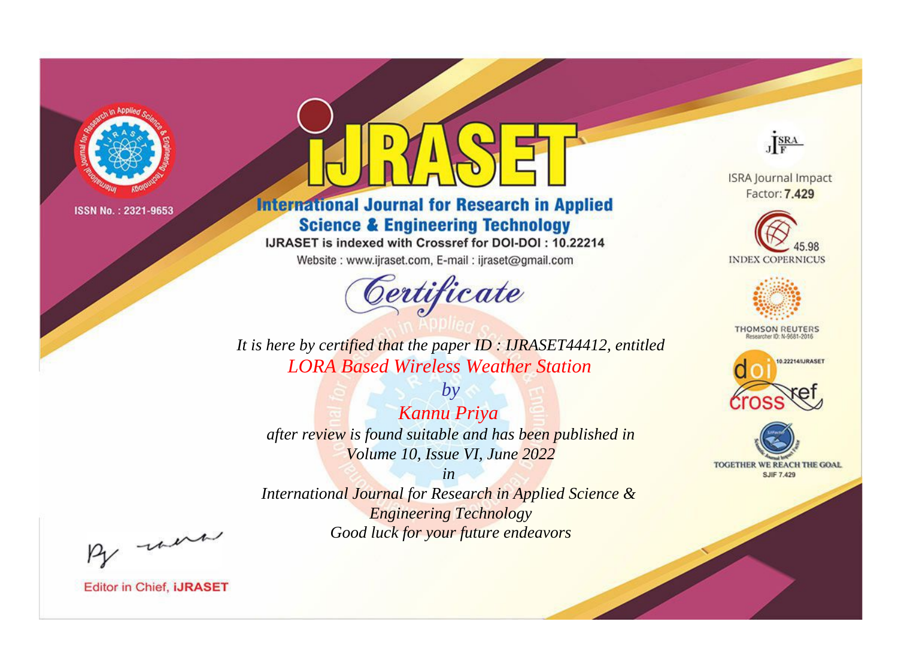ISSN No. : 2321-9653

# iJRASET

## International Journal for Research in Applied Science & Engineering Technology

IJRASET is indexed with Crossref for DOI-DOI : 10.22214

Website : www.ijraset.com, E-mail : ijraset@gmail.com

ISRA Journal Impact Factor: **7.429**

45.98 INDEX COPERNICUS

THOMSON REUTERS Researcher ID: N-9681-2016

10.22214/IJRASET

TOGETHER WE REACH THE GOAL SJIF 7.429

# *Certificate*

*It is here by certified that the paper ID : IJRASET44412, entitled*

*LORA Based Wireless Weather Station*

*by*

*Kannu Priya*

*after review is found suitable and has been published in*

*Volume 10, Issue VI, June 2022*

*in*

*International Journal for Research in Applied Science & Engineering Technology*

*Good luck for your future endeavors*

Editor in Chief, **iJRASET**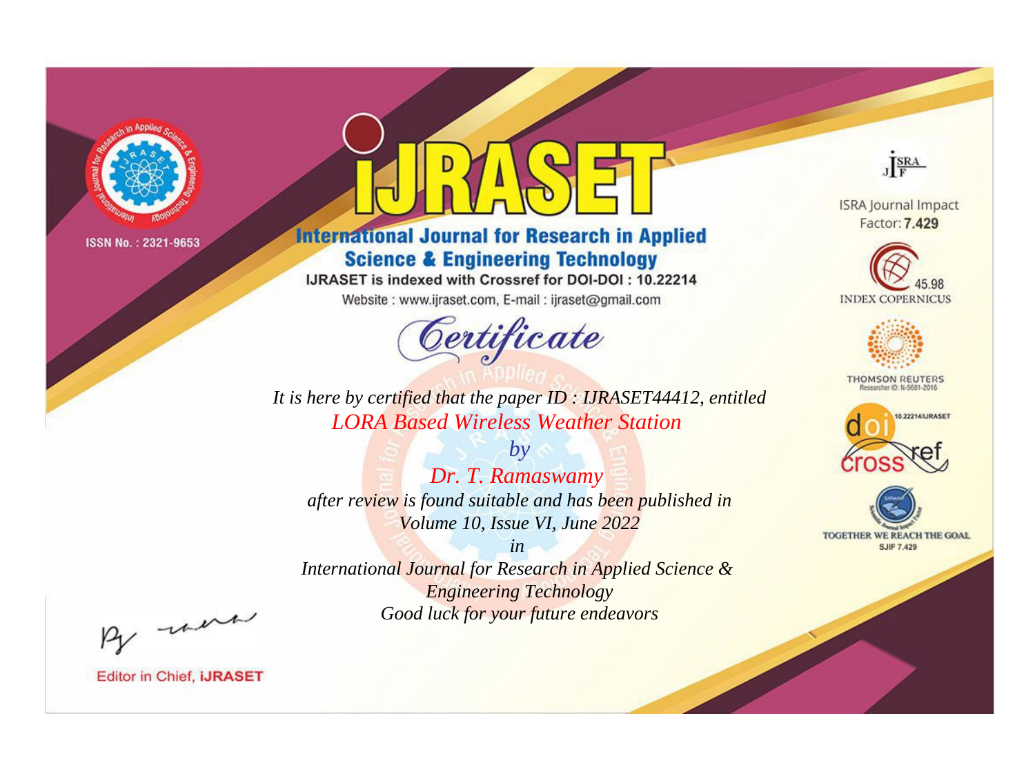ISSN No. : 2321-9653

# iJRASET

## International Journal for Research in Applied Science & Engineering Technology

IJRASET is indexed with Crossref for DOI-DOI : 10.22214

Website : www.ijraset.com, E-mail : ijraset@gmail.com

ISRA Journal Impact Factor: **7.429**

45.98 INDEX COPERNICUS

THOMSON REUTERS Researcher ID: N-9681-2016

10.22214/IJRASET

TOGETHER WE REACH THE GOAL SJIF 7.429

*Certificate*

*It is here by certified that the paper ID : IJRASET44412, entitled*

*LORA Based Wireless Weather Station*

*by*

*Dr. T. Ramaswamy*

*after review is found suitable and has been published in*

*Volume 10, Issue VI, June 2022*

*in*

*International Journal for Research in Applied Science & Engineering Technology*

*Good luck for your future endeavors*

Editor in Chief, **iJRASET**